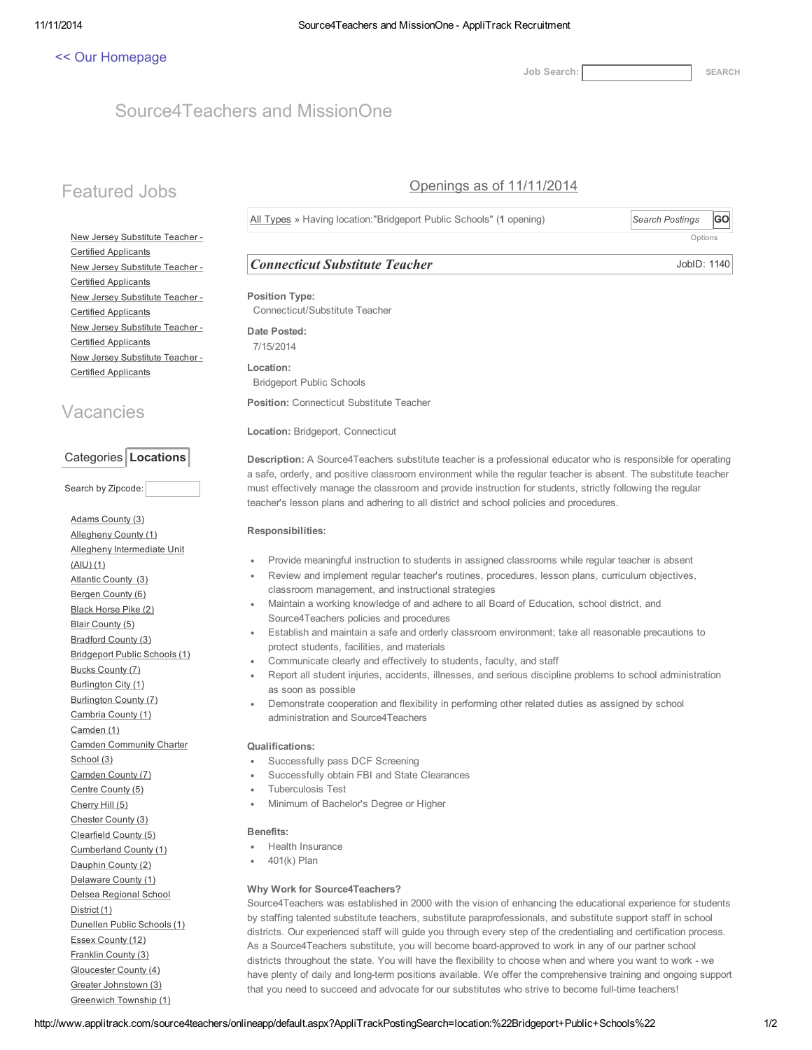[<< Our Homepage]

Job Search: SEARCH

# Source4Teachers and MissionOne

## Featured Jobs

- New Jersey Substitute Teacher - Certified Applicants
- New Jersey Substitute Teacher - Certified Applicants
- New Jersey Substitute Teacher - Certified Applicants
- New Jersey Substitute Teacher - Certified Applicants
- New Jersey Substitute Teacher - Certified Applicants

## Vacancies

Categories | **Locations**

Search by Zipcode:

- Adams County (3)
- Allegheny County (1)
- Allegheny Intermediate Unit (AIU) (1)
- Atlantic County (3)
- Bergen County (6)
- Black Horse Pike (2)
- Blair County (5)
- Bradford County (3)
- Bridgeport Public Schools (1)
- Bucks County (7)
- Burlington City (1)
- Burlington County (7)
- Cambria County (1)
- Camden (1)
- Camden Community Charter School (3)
- Camden County (7)
- Centre County (5)
- Cherry Hill (5)
- Chester County (3)
- Clearfield County (5)
- Cumberland County (1)
- Dauphin County (2)
- Delaware County (1)
- Delsea Regional School District (1)
- Dunellen Public Schools (1)
- Essex County (12)
- Franklin County (3)
- Gloucester County (4)
- Greater Johnstown (3)
- Greenwich Township (1)

## Openings as of 11/11/2014

All Types » Having location:"Bridgeport Public Schools" (**1** opening) | Search Postings GO | Options

### *Connecticut Substitute Teacher*

JobID: 1140

**Position Type:**
Connecticut/Substitute Teacher

**Date Posted:**
7/15/2014

**Location:**
Bridgeport Public Schools

**Position:** Connecticut Substitute Teacher

**Location:** Bridgeport, Connecticut

**Description:** A Source4Teachers substitute teacher is a professional educator who is responsible for operating a safe, orderly, and positive classroom environment while the regular teacher is absent. The substitute teacher must effectively manage the classroom and provide instruction for students, strictly following the regular teacher's lesson plans and adhering to all district and school policies and procedures.

**Responsibilities:**

- Provide meaningful instruction to students in assigned classrooms while regular teacher is absent
- Review and implement regular teacher's routines, procedures, lesson plans, curriculum objectives, classroom management, and instructional strategies
- Maintain a working knowledge of and adhere to all Board of Education, school district, and Source4Teachers policies and procedures
- Establish and maintain a safe and orderly classroom environment; take all reasonable precautions to protect students, facilities, and materials
- Communicate clearly and effectively to students, faculty, and staff
- Report all student injuries, accidents, illnesses, and serious discipline problems to school administration as soon as possible
- Demonstrate cooperation and flexibility in performing other related duties as assigned by school administration and Source4Teachers

**Qualifications:**

- Successfully pass DCF Screening
- Successfully obtain FBI and State Clearances
- Tuberculosis Test
- Minimum of Bachelor's Degree or Higher

**Benefits:**

- Health Insurance
- 401(k) Plan

**Why Work for Source4Teachers?**
Source4Teachers was established in 2000 with the vision of enhancing the educational experience for students by staffing talented substitute teachers, substitute paraprofessionals, and substitute support staff in school districts. Our experienced staff will guide you through every step of the credentialing and certification process. As a Source4Teachers substitute, you will become board-approved to work in any of our partner school districts throughout the state. You will have the flexibility to choose when and where you want to work - we have plenty of daily and long-term positions available. We offer the comprehensive training and ongoing support that you need to succeed and advocate for our substitutes who strive to become full-time teachers!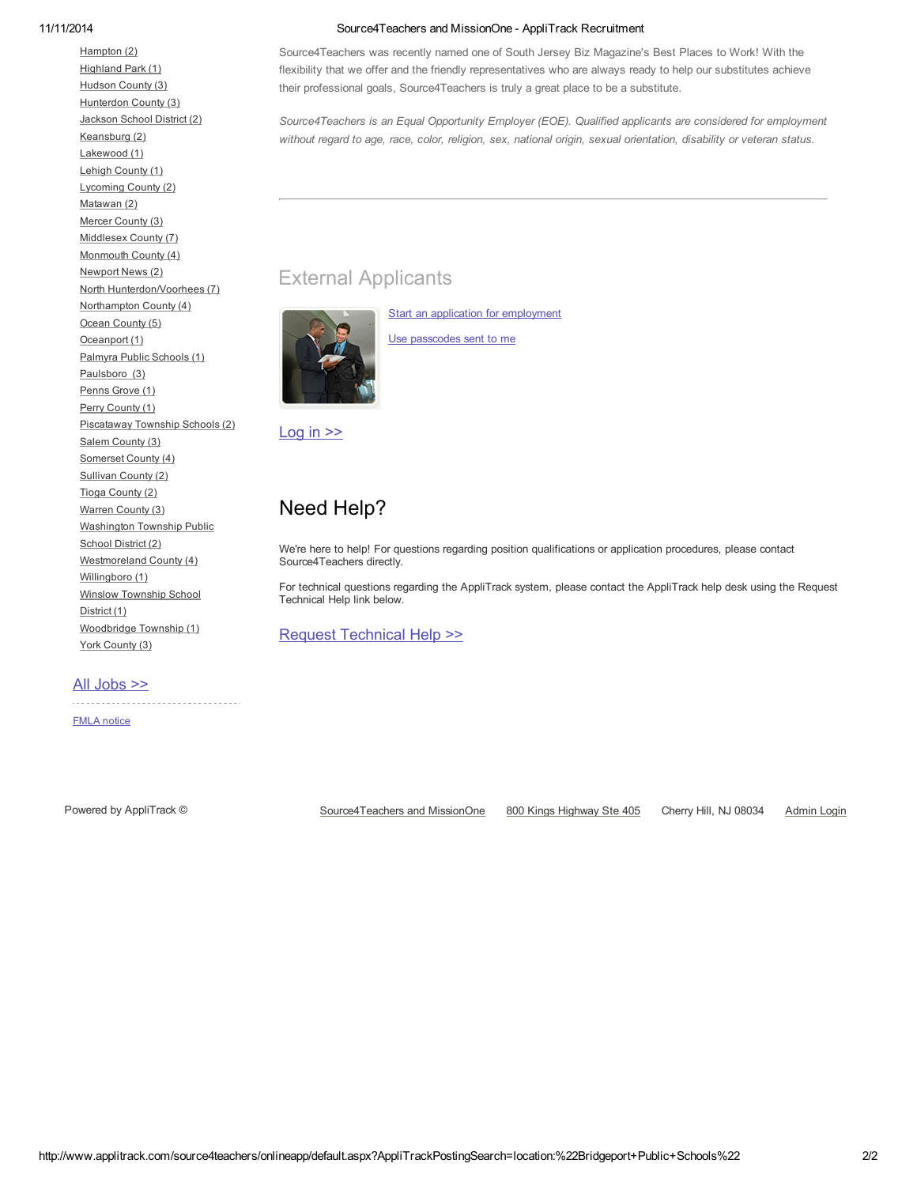- Hampton (2)
- Highland Park (1)
- Hudson County (3)
- Hunterdon County (3)
- Jackson School District (2)
- Keansburg (2)
- Lakewood (1)
- Lehigh County (1)
- Lycoming County (2)
- Matawan (2)
- Mercer County (3)
- Middlesex County (7)
- Monmouth County (4)
- Newport News (2)
- North Hunterdon/Voorhees (7)
- Northampton County (4)
- Ocean County (5)
- Oceanport (1)
- Palmyra Public Schools (1)
- Paulsboro (3)
- Penns Grove (1)
- Perry County (1)
- Piscataway Township Schools (2)
- Salem County (3)
- Somerset County (4)
- Sullivan County (2)
- Tioga County (2)
- Warren County (3)
- Washington Township Public School District (2)
- Westmoreland County (4)
- Willingboro (1)
- Winslow Township School District (1)
- Woodbridge Township (1)
- York County (3)

All Jobs >>

FMLA notice

Source4Teachers was recently named one of South Jersey Biz Magazine's Best Places to Work! With the flexibility that we offer and the friendly representatives who are always ready to help our substitutes achieve their professional goals, Source4Teachers is truly a great place to be a substitute.

*Source4Teachers is an Equal Opportunity Employer (EOE). Qualified applicants are considered for employment without regard to age, race, color, religion, sex, national origin, sexual orientation, disability or veteran status.*

---

## External Applicants

Start an application for employment

Use passcodes sent to me

Log in >>

## Need Help?

We're here to help! For questions regarding position qualifications or application procedures, please contact Source4Teachers directly.

For technical questions regarding the AppliTrack system, please contact the AppliTrack help desk using the Request Technical Help link below.

Request Technical Help >>

Powered by AppliTrack ©

Source4Teachers and MissionOne     800 Kings Highway Ste 405     Cherry Hill, NJ 08034     Admin Login